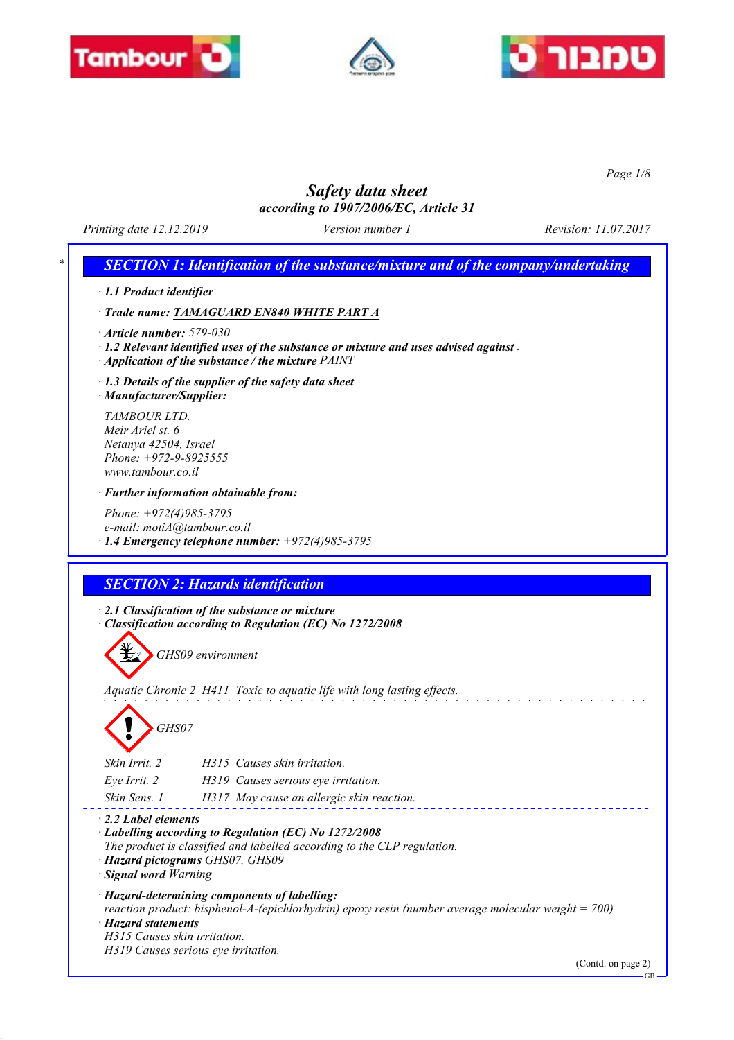# Safety data sheet

*according to 1907/2006/EC, Article 31*

*Printing date 12.12.2019* *Version number 1* *Revision: 11.07.2017*

## * SECTION 1: Identification of the substance/mixture and of the company/undertaking

· **1.1 Product identifier**

· **Trade name: TAMAGUARD EN840 WHITE PART A**

· **Article number:** 579-030

· **1.2 Relevant identified uses of the substance or mixture and uses advised against** .

· **Application of the substance / the mixture** PAINT

· **1.3 Details of the supplier of the safety data sheet**

· **Manufacturer/Supplier:**

TAMBOUR LTD.
Meir Ariel st. 6
Netanya 42504, Israel
Phone: +972-9-8925555
www.tambour.co.il

· **Further information obtainable from:**

Phone: +972(4)985-3795
e-mail: motiA@tambour.co.il

· **1.4 Emergency telephone number:** +972(4)985-3795

## SECTION 2: Hazards identification

· **2.1 Classification of the substance or mixture**

· **Classification according to Regulation (EC) No 1272/2008**

GHS09 environment

Aquatic Chronic 2 H411 Toxic to aquatic life with long lasting effects.

GHS07

Skin Irrit. 2 H315 Causes skin irritation.

Eye Irrit. 2 H319 Causes serious eye irritation.

Skin Sens. 1 H317 May cause an allergic skin reaction.

· **2.2 Label elements**

· **Labelling according to Regulation (EC) No 1272/2008**

The product is classified and labelled according to the CLP regulation.

· **Hazard pictograms** GHS07, GHS09

· **Signal word** Warning

· **Hazard-determining components of labelling:**

reaction product: bisphenol-A-(epichlorhydrin) epoxy resin (number average molecular weight = 700)

· **Hazard statements**

H315 Causes skin irritation.
H319 Causes serious eye irritation.

(Contd. on page 2)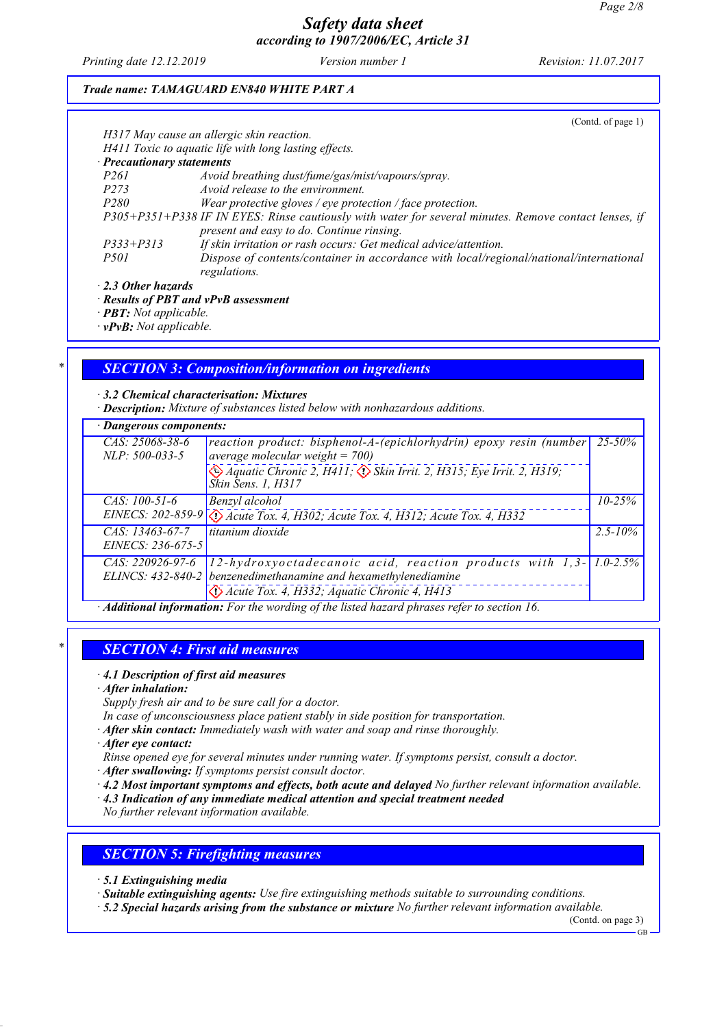Trade name: TAMAGUARD EN840 WHITE PART A

(Contd. of page 1)

H317 May cause an allergic skin reaction.
H411 Toxic to aquatic life with long lasting effects.

· **Precautionary statements**

P261 Avoid breathing dust/fume/gas/mist/vapours/spray.
P273 Avoid release to the environment.
P280 Wear protective gloves / eye protection / face protection.
P305+P351+P338 IF IN EYES: Rinse cautiously with water for several minutes. Remove contact lenses, if present and easy to do. Continue rinsing.
P333+P313 If skin irritation or rash occurs: Get medical advice/attention.
P501 Dispose of contents/container in accordance with local/regional/national/international regulations.

· **2.3 Other hazards**
· **Results of PBT and vPvB assessment**
· **PBT:** Not applicable.
· **vPvB:** Not applicable.

## SECTION 3: Composition/information on ingredients

· **3.2 Chemical characterisation: Mixtures**
· **Description:** Mixture of substances listed below with nonhazardous additions.

| · Dangerous components: | | |
|---|---|---|
| CAS: 25068-38-6 NLP: 500-033-5 | reaction product: bisphenol-A-(epichlorhydrin) epoxy resin (number average molecular weight = 700) Aquatic Chronic 2, H411; Skin Irrit. 2, H315; Eye Irrit. 2, H319; Skin Sens. 1, H317 | 25-50% |
| CAS: 100-51-6 EINECS: 202-859-9 | Benzyl alcohol Acute Tox. 4, H302; Acute Tox. 4, H312; Acute Tox. 4, H332 | 10-25% |
| CAS: 13463-67-7 EINECS: 236-675-5 | titanium dioxide | 2.5-10% |
| CAS: 220926-97-6 ELINCS: 432-840-2 | 12-hydroxyoctadecanoic acid, reaction products with 1,3-benzenedimethanamine and hexamethylenediamine Acute Tox. 4, H332; Aquatic Chronic 4, H413 | 1.0-2.5% |

· **Additional information:** For the wording of the listed hazard phrases refer to section 16.

## SECTION 4: First aid measures

· **4.1 Description of first aid measures**
· **After inhalation:**
Supply fresh air and to be sure call for a doctor.
In case of unconsciousness place patient stably in side position for transportation.
· **After skin contact:** Immediately wash with water and soap and rinse thoroughly.
· **After eye contact:**
Rinse opened eye for several minutes under running water. If symptoms persist, consult a doctor.
· **After swallowing:** If symptoms persist consult doctor.
· **4.2 Most important symptoms and effects, both acute and delayed** No further relevant information available.
· **4.3 Indication of any immediate medical attention and special treatment needed**
No further relevant information available.

## SECTION 5: Firefighting measures

· **5.1 Extinguishing media**
· **Suitable extinguishing agents:** Use fire extinguishing methods suitable to surrounding conditions.
· **5.2 Special hazards arising from the substance or mixture** No further relevant information available.

(Contd. on page 3)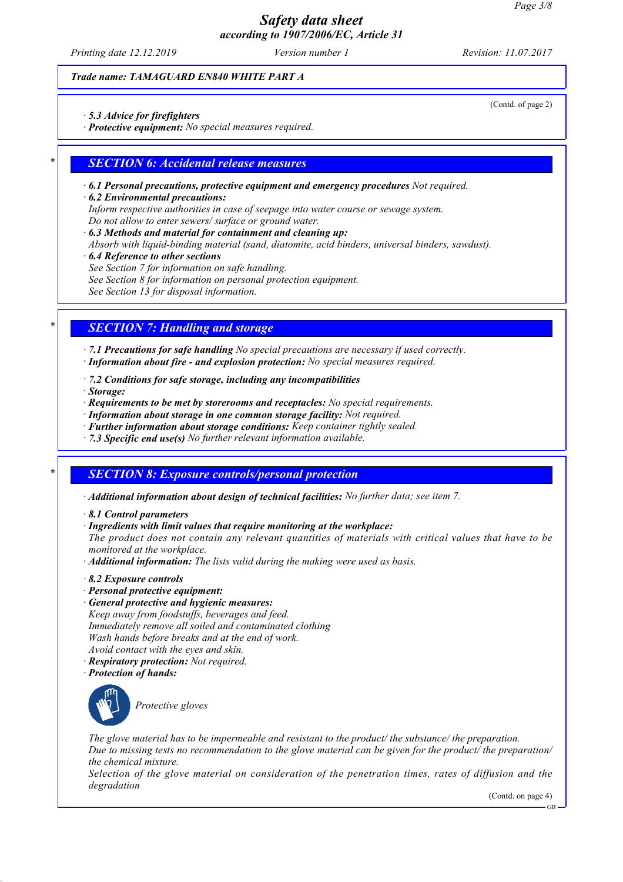Trade name: TAMAGUARD EN840 WHITE PART A

(Contd. of page 2)

· **5.3 Advice for firefighters**
· **Protective equipment:** No special measures required.

## SECTION 6: Accidental release measures

· **6.1 Personal precautions, protective equipment and emergency procedures** Not required.
· **6.2 Environmental precautions:**
Inform respective authorities in case of seepage into water course or sewage system.
Do not allow to enter sewers/ surface or ground water.
· **6.3 Methods and material for containment and cleaning up:**
Absorb with liquid-binding material (sand, diatomite, acid binders, universal binders, sawdust).
· **6.4 Reference to other sections**
See Section 7 for information on safe handling.
See Section 8 for information on personal protection equipment.
See Section 13 for disposal information.

## SECTION 7: Handling and storage

· **7.1 Precautions for safe handling** No special precautions are necessary if used correctly.
· **Information about fire - and explosion protection:** No special measures required.

· **7.2 Conditions for safe storage, including any incompatibilities**
· **Storage:**
· **Requirements to be met by storerooms and receptacles:** No special requirements.
· **Information about storage in one common storage facility:** Not required.
· **Further information about storage conditions:** Keep container tightly sealed.
· **7.3 Specific end use(s)** No further relevant information available.

## SECTION 8: Exposure controls/personal protection

· **Additional information about design of technical facilities:** No further data; see item 7.

· **8.1 Control parameters**
· **Ingredients with limit values that require monitoring at the workplace:**
The product does not contain any relevant quantities of materials with critical values that have to be monitored at the workplace.
· **Additional information:** The lists valid during the making were used as basis.

· **8.2 Exposure controls**
· **Personal protective equipment:**
· **General protective and hygienic measures:**
Keep away from foodstuffs, beverages and feed.
Immediately remove all soiled and contaminated clothing
Wash hands before breaks and at the end of work.
Avoid contact with the eyes and skin.
· **Respiratory protection:** Not required.
· **Protection of hands:**

Protective gloves

The glove material has to be impermeable and resistant to the product/ the substance/ the preparation.
Due to missing tests no recommendation to the glove material can be given for the product/ the preparation/ the chemical mixture.
Selection of the glove material on consideration of the penetration times, rates of diffusion and the degradation

(Contd. on page 4)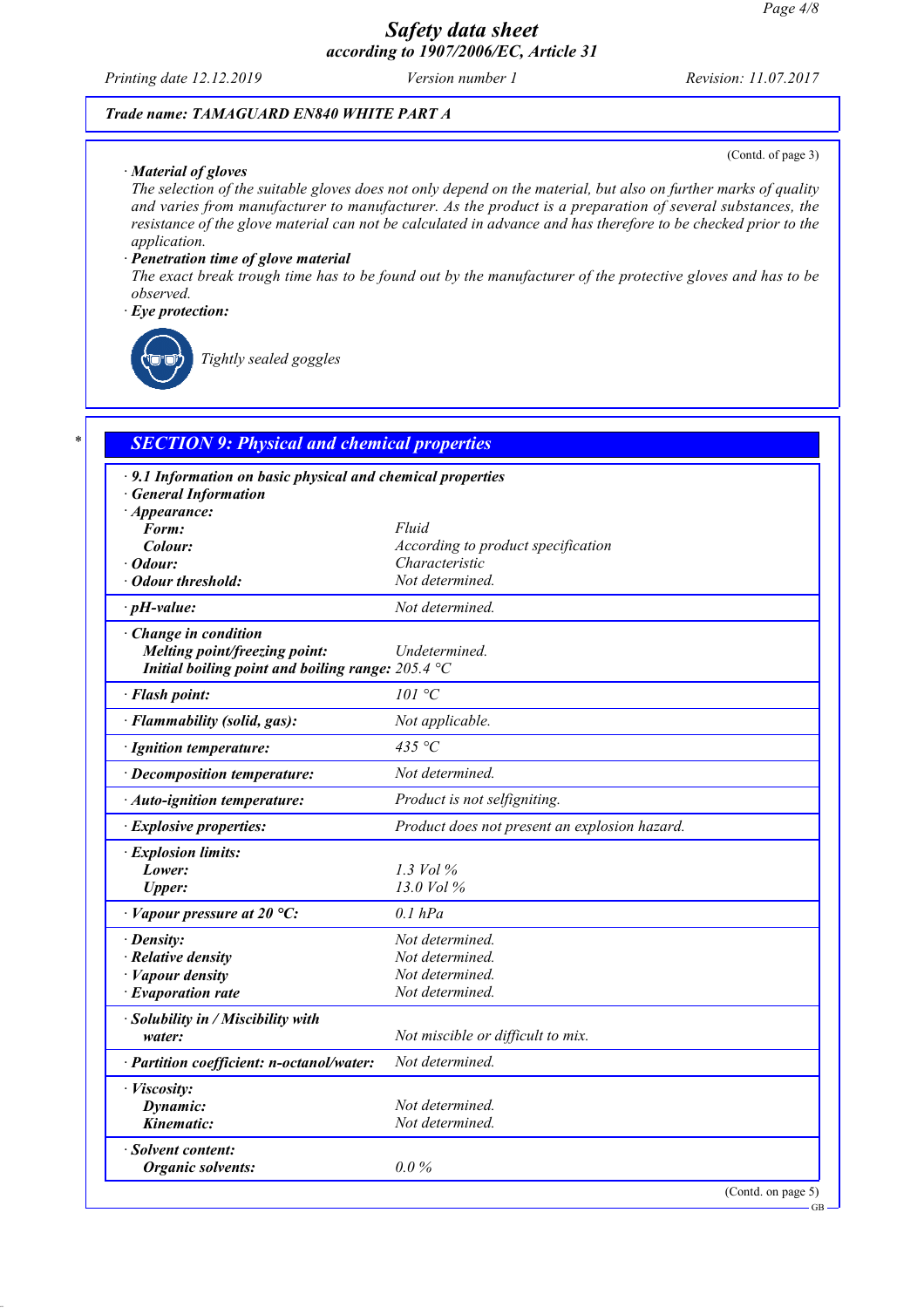Trade name: TAMAGUARD EN840 WHITE PART A

(Contd. of page 3)

· **Material of gloves**
The selection of the suitable gloves does not only depend on the material, but also on further marks of quality and varies from manufacturer to manufacturer. As the product is a preparation of several substances, the resistance of the glove material can not be calculated in advance and has therefore to be checked prior to the application.

· **Penetration time of glove material**
The exact break trough time has to be found out by the manufacturer of the protective gloves and has to be observed.

· **Eye protection:**

Tightly sealed goggles

## * SECTION 9: Physical and chemical properties

· **9.1 Information on basic physical and chemical properties**
· **General Information**

| | |
|---|---|
| · **Appearance:** | |
| **Form:** | Fluid |
| **Colour:** | According to product specification |
| · **Odour:** | Characteristic |
| · **Odour threshold:** | Not determined. |
| · **pH-value:** | Not determined. |
| · **Change in condition** | |
| **Melting point/freezing point:** | Undetermined. |
| **Initial boiling point and boiling range:** | 205.4 °C |
| · **Flash point:** | 101 °C |
| · **Flammability (solid, gas):** | Not applicable. |
| · **Ignition temperature:** | 435 °C |
| · **Decomposition temperature:** | Not determined. |
| · **Auto-ignition temperature:** | Product is not selfigniting. |
| · **Explosive properties:** | Product does not present an explosion hazard. |
| · **Explosion limits:** | |
| **Lower:** | 1.3 Vol % |
| **Upper:** | 13.0 Vol % |
| · **Vapour pressure at 20 °C:** | 0.1 hPa |
| · **Density:** | Not determined. |
| · **Relative density** | Not determined. |
| · **Vapour density** | Not determined. |
| · **Evaporation rate** | Not determined. |
| · **Solubility in / Miscibility with water:** | Not miscible or difficult to mix. |
| · **Partition coefficient: n-octanol/water:** | Not determined. |
| · **Viscosity:** | |
| **Dynamic:** | Not determined. |
| **Kinematic:** | Not determined. |
| · **Solvent content:** | |
| **Organic solvents:** | 0.0 % |

(Contd. on page 5)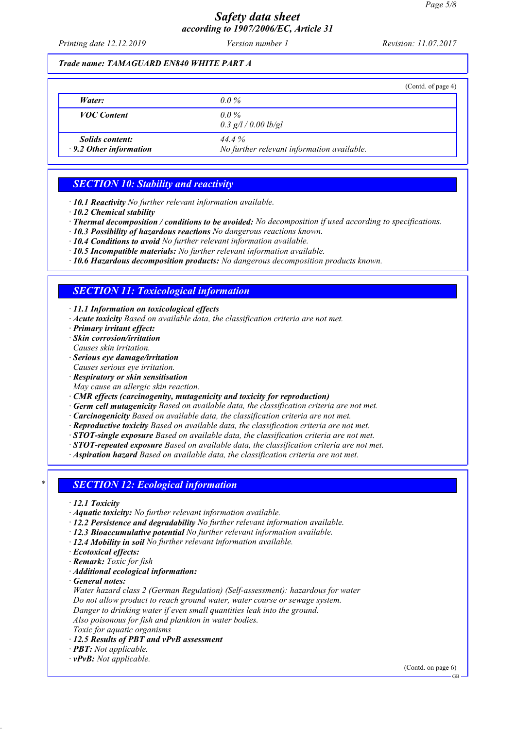(Contd. of page 4)

| | |
|---|---|
| ***Water:*** | *0.0 %* |
| ***VOC Content*** | *0.0 %*<br>*0.3 g/l / 0.00 lb/gl* |
| ***Solids content:***<br>***· 9.2 Other information*** | *44.4 %*<br>*No further relevant information available.* |

## *SECTION 10: Stability and reactivity*

- ***10.1 Reactivity*** *No further relevant information available.*
- ***10.2 Chemical stability***
- ***Thermal decomposition / conditions to be avoided:*** *No decomposition if used according to specifications.*
- ***10.3 Possibility of hazardous reactions*** *No dangerous reactions known.*
- ***10.4 Conditions to avoid*** *No further relevant information available.*
- ***10.5 Incompatible materials:*** *No further relevant information available.*
- ***10.6 Hazardous decomposition products:*** *No dangerous decomposition products known.*

## *SECTION 11: Toxicological information*

- ***11.1 Information on toxicological effects***
- ***Acute toxicity*** *Based on available data, the classification criteria are not met.*
- ***Primary irritant effect:***
- ***Skin corrosion/irritation***
  *Causes skin irritation.*
- ***Serious eye damage/irritation***
  *Causes serious eye irritation.*
- ***Respiratory or skin sensitisation***
  *May cause an allergic skin reaction.*
- ***CMR effects (carcinogenity, mutagenicity and toxicity for reproduction)***
- ***Germ cell mutagenicity*** *Based on available data, the classification criteria are not met.*
- ***Carcinogenicity*** *Based on available data, the classification criteria are not met.*
- ***Reproductive toxicity*** *Based on available data, the classification criteria are not met.*
- ***STOT-single exposure*** *Based on available data, the classification criteria are not met.*
- ***STOT-repeated exposure*** *Based on available data, the classification criteria are not met.*
- ***Aspiration hazard*** *Based on available data, the classification criteria are not met.*

## * *SECTION 12: Ecological information*

- ***12.1 Toxicity***
- ***Aquatic toxicity:*** *No further relevant information available.*
- ***12.2 Persistence and degradability*** *No further relevant information available.*
- ***12.3 Bioaccumulative potential*** *No further relevant information available.*
- ***12.4 Mobility in soil*** *No further relevant information available.*
- ***Ecotoxical effects:***
- ***Remark:*** *Toxic for fish*
- ***Additional ecological information:***
- ***General notes:***
  *Water hazard class 2 (German Regulation) (Self-assessment): hazardous for water*
  *Do not allow product to reach ground water, water course or sewage system.*
  *Danger to drinking water if even small quantities leak into the ground.*
  *Also poisonous for fish and plankton in water bodies.*
  *Toxic for aquatic organisms*
- ***12.5 Results of PBT and vPvB assessment***
- ***PBT:*** *Not applicable.*
- ***vPvB:*** *Not applicable.*

(Contd. on page 6)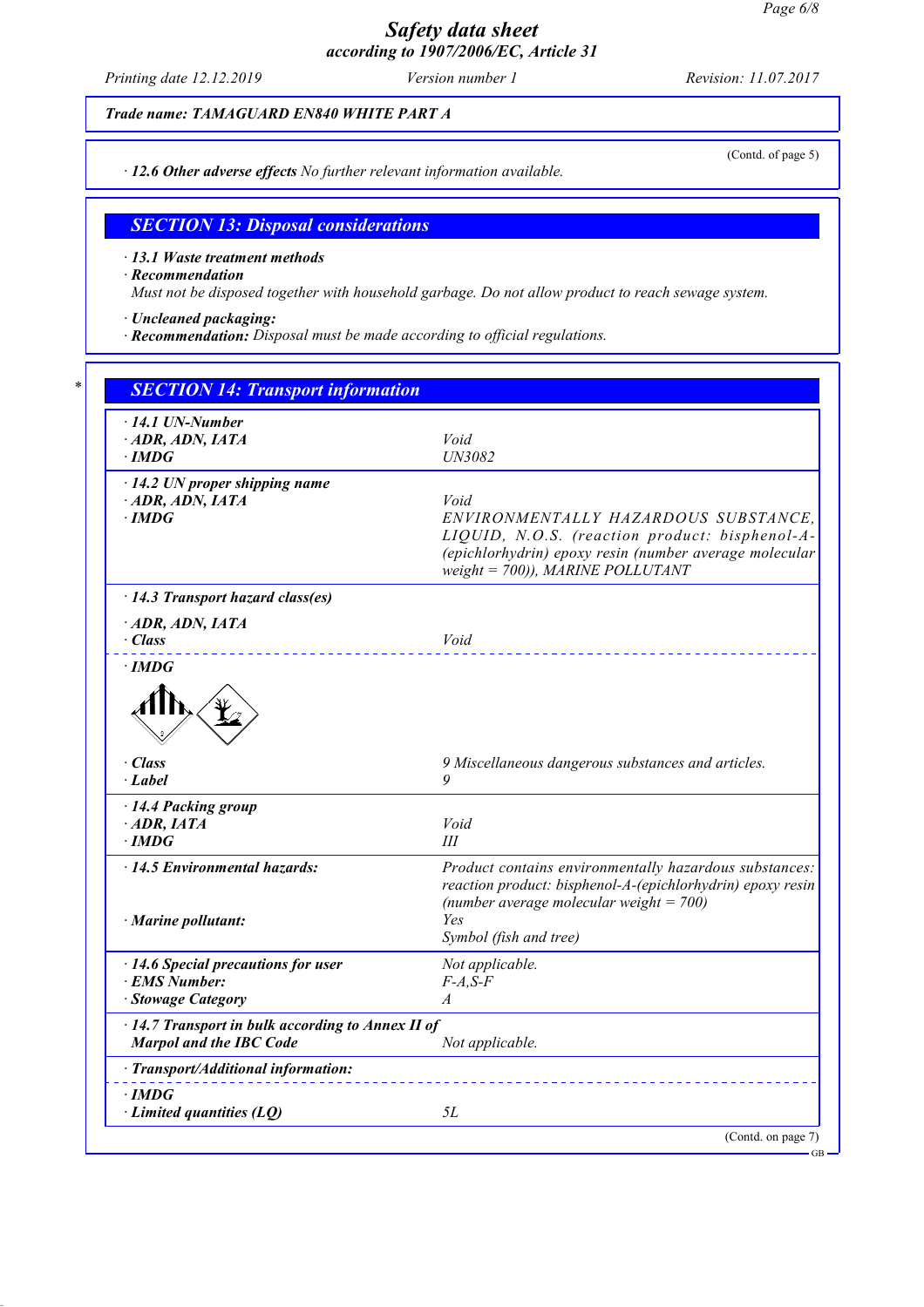**Safety data sheet**
**according to 1907/2006/EC, Article 31**

Printing date 12.12.2019 | Version number 1 | Revision: 11.07.2017

**Trade name: TAMAGUARD EN840 WHITE PART A**

(Contd. of page 5)

· **12.6 Other adverse effects** No further relevant information available.

## SECTION 13: Disposal considerations

· **13.1 Waste treatment methods**
· **Recommendation**
Must not be disposed together with household garbage. Do not allow product to reach sewage system.

· **Uncleaned packaging:**
· **Recommendation:** Disposal must be made according to official regulations.

## SECTION 14: Transport information

| | |
|---|---|
| · **14.1 UN-Number** | |
| · **ADR, ADN, IATA** | Void |
| · **IMDG** | UN3082 |
| · **14.2 UN proper shipping name** | |
| · **ADR, ADN, IATA** | Void |
| · **IMDG** | ENVIRONMENTALLY HAZARDOUS SUBSTANCE, LIQUID, N.O.S. (reaction product: bisphenol-A-(epichlorhydrin) epoxy resin (number average molecular weight = 700)), MARINE POLLUTANT |
| · **14.3 Transport hazard class(es)** | |
| · **ADR, ADN, IATA** | |
| · **Class** | Void |
| · **IMDG** | |
| · **Class** | 9 Miscellaneous dangerous substances and articles. |
| · **Label** | 9 |
| · **14.4 Packing group** | |
| · **ADR, IATA** | Void |
| · **IMDG** | III |
| · **14.5 Environmental hazards:** | Product contains environmentally hazardous substances: reaction product: bisphenol-A-(epichlorhydrin) epoxy resin (number average molecular weight = 700) |
| · **Marine pollutant:** | Yes<br>Symbol (fish and tree) |
| · **14.6 Special precautions for user** | Not applicable. |
| · **EMS Number:** | F-A,S-F |
| · **Stowage Category** | A |
| · **14.7 Transport in bulk according to Annex II of Marpol and the IBC Code** | Not applicable. |
| · **Transport/Additional information:** | |
| · **IMDG** | |
| · **Limited quantities (LQ)** | 5L |

(Contd. on page 7)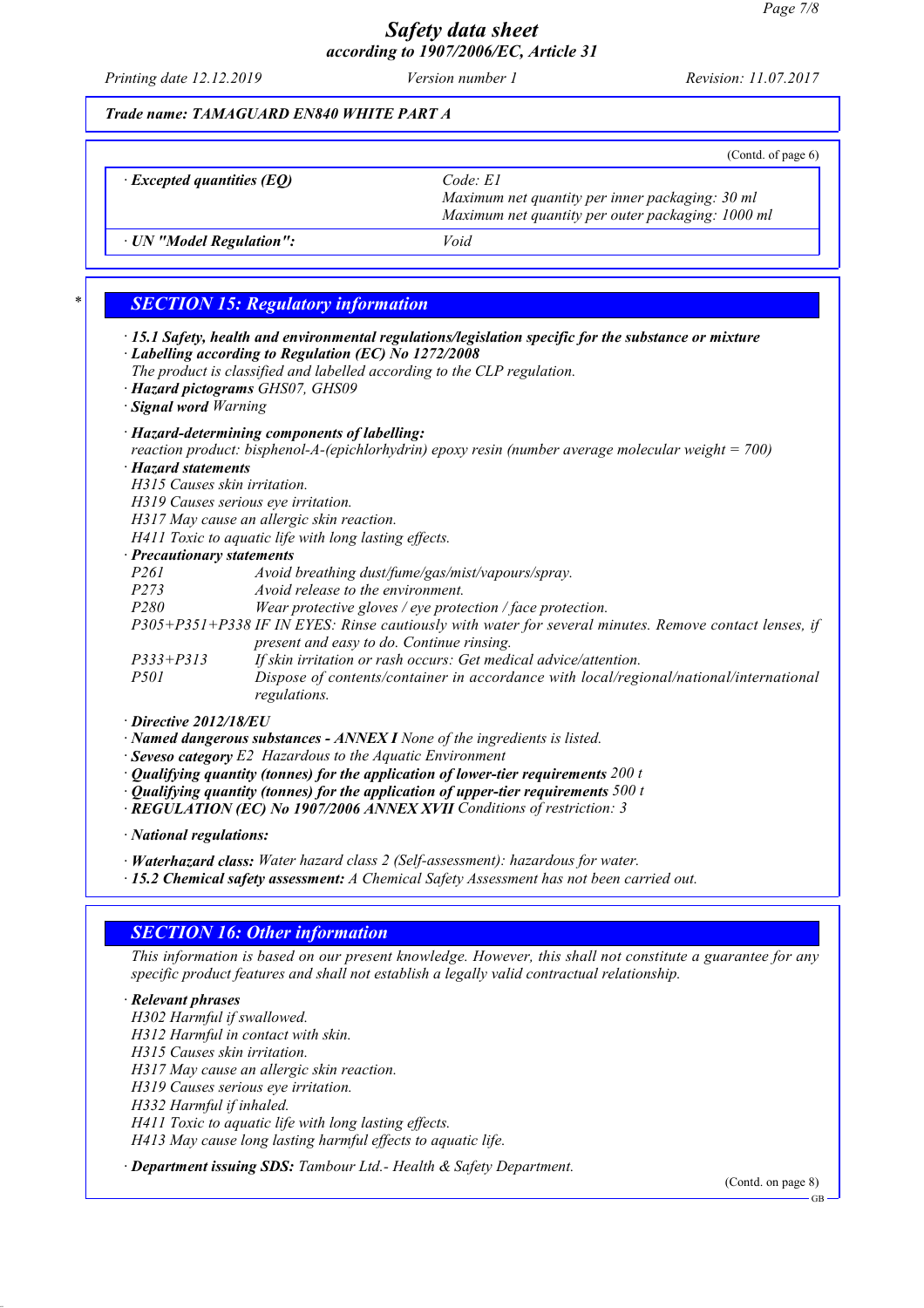*Trade name: TAMAGUARD EN840 WHITE PART A*

(Contd. of page 6)

| · Excepted quantities (EQ) | Code: E1<br>Maximum net quantity per inner packaging: 30 ml<br>Maximum net quantity per outer packaging: 1000 ml |
|---|---|
| · UN "Model Regulation": | Void |

## SECTION 15: Regulatory information

· **15.1 Safety, health and environmental regulations/legislation specific for the substance or mixture**
· **Labelling according to Regulation (EC) No 1272/2008**
The product is classified and labelled according to the CLP regulation.
· **Hazard pictograms** GHS07, GHS09
· **Signal word** Warning

· **Hazard-determining components of labelling:**
reaction product: bisphenol-A-(epichlorhydrin) epoxy resin (number average molecular weight = 700)
· **Hazard statements**
H315 Causes skin irritation.
H319 Causes serious eye irritation.
H317 May cause an allergic skin reaction.
H411 Toxic to aquatic life with long lasting effects.
· **Precautionary statements**

P261 Avoid breathing dust/fume/gas/mist/vapours/spray.
P273 Avoid release to the environment.
P280 Wear protective gloves / eye protection / face protection.
P305+P351+P338 IF IN EYES: Rinse cautiously with water for several minutes. Remove contact lenses, if present and easy to do. Continue rinsing.
P333+P313 If skin irritation or rash occurs: Get medical advice/attention.
P501 Dispose of contents/container in accordance with local/regional/national/international regulations.

· **Directive 2012/18/EU**
· **Named dangerous substances - ANNEX I** None of the ingredients is listed.
· **Seveso category** E2 Hazardous to the Aquatic Environment
· **Qualifying quantity (tonnes) for the application of lower-tier requirements** 200 t
· **Qualifying quantity (tonnes) for the application of upper-tier requirements** 500 t
· **REGULATION (EC) No 1907/2006 ANNEX XVII** Conditions of restriction: 3

· **National regulations:**

· **Waterhazard class:** Water hazard class 2 (Self-assessment): hazardous for water.
· **15.2 Chemical safety assessment:** A Chemical Safety Assessment has not been carried out.

## SECTION 16: Other information

This information is based on our present knowledge. However, this shall not constitute a guarantee for any specific product features and shall not establish a legally valid contractual relationship.

· **Relevant phrases**
H302 Harmful if swallowed.
H312 Harmful in contact with skin.
H315 Causes skin irritation.
H317 May cause an allergic skin reaction.
H319 Causes serious eye irritation.
H332 Harmful if inhaled.
H411 Toxic to aquatic life with long lasting effects.
H413 May cause long lasting harmful effects to aquatic life.

· **Department issuing SDS:** Tambour Ltd.- Health & Safety Department.

(Contd. on page 8)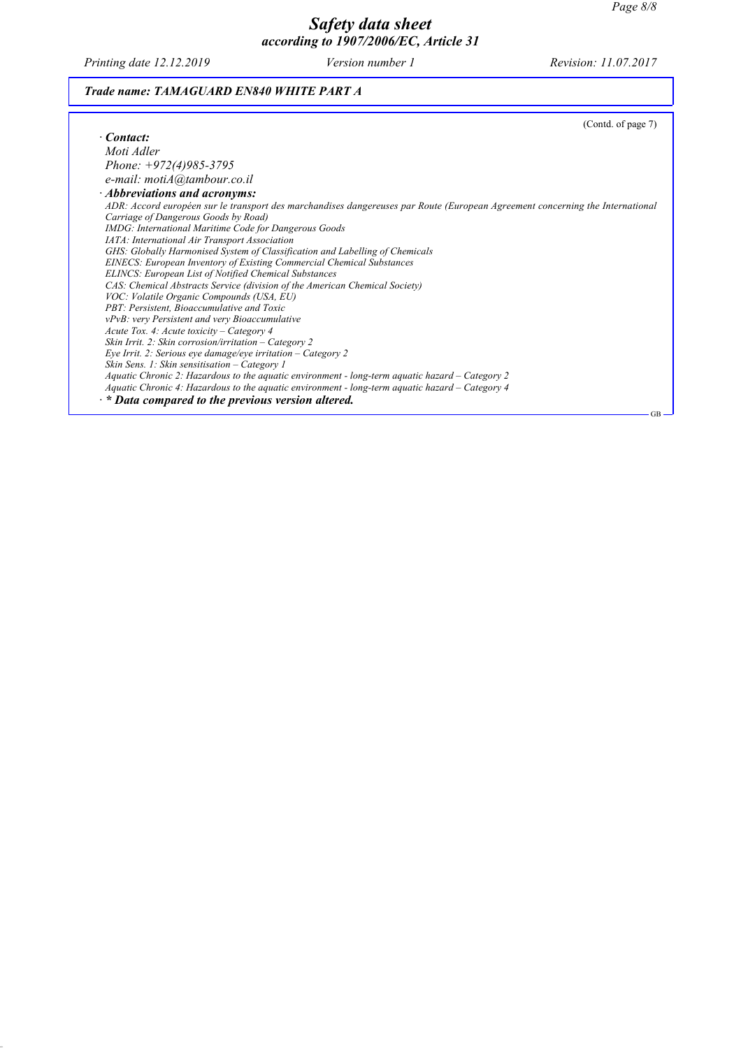(Contd. of page 7)

· **Contact:**

*Moti Adler*

*Phone: +972(4)985-3795*

*e-mail: motiA@tambour.co.il*

· **Abbreviations and acronyms:**

*ADR: Accord européen sur le transport des marchandises dangereuses par Route (European Agreement concerning the International Carriage of Dangerous Goods by Road)*
*IMDG: International Maritime Code for Dangerous Goods*
*IATA: International Air Transport Association*
*GHS: Globally Harmonised System of Classification and Labelling of Chemicals*
*EINECS: European Inventory of Existing Commercial Chemical Substances*
*ELINCS: European List of Notified Chemical Substances*
*CAS: Chemical Abstracts Service (division of the American Chemical Society)*
*VOC: Volatile Organic Compounds (USA, EU)*
*PBT: Persistent, Bioaccumulative and Toxic*
*vPvB: very Persistent and very Bioaccumulative*
*Acute Tox. 4: Acute toxicity – Category 4*
*Skin Irrit. 2: Skin corrosion/irritation – Category 2*
*Eye Irrit. 2: Serious eye damage/eye irritation – Category 2*
*Skin Sens. 1: Skin sensitisation – Category 1*
*Aquatic Chronic 2: Hazardous to the aquatic environment - long-term aquatic hazard – Category 2*
*Aquatic Chronic 4: Hazardous to the aquatic environment - long-term aquatic hazard – Category 4*

· **\* Data compared to the previous version altered.**